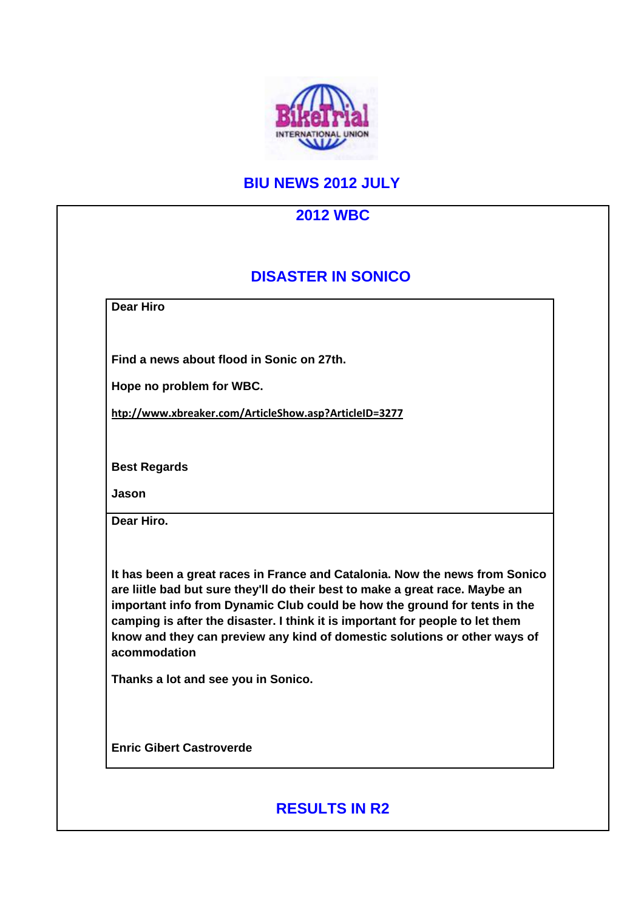# BIU NEWS 2012 JULY

## 2012 WBC

### DISASTER IN SONICO

**Dear Hiro**

**Find a news about flood in Sonic on 27th.**

**Hope no problem for WBC.**

**htp://www.xbreaker.com/ArticleShow.asp?ArticleID=3277**

**Best Regards**

**Jason**

---

**Dear Hiro.**

**It has been a great races in France and Catalonia. Now the news from Sonico are liitle bad but sure they'll do their best to make a great race. Maybe an important info from Dynamic Club could be how the ground for tents in the camping is after the disaster. I think it is important for people to let them know and they can preview any kind of domestic solutions or other ways of acommodation**

**Thanks a lot and see you in Sonico.**

**Enric Gibert Castroverde**

### RESULTS IN R2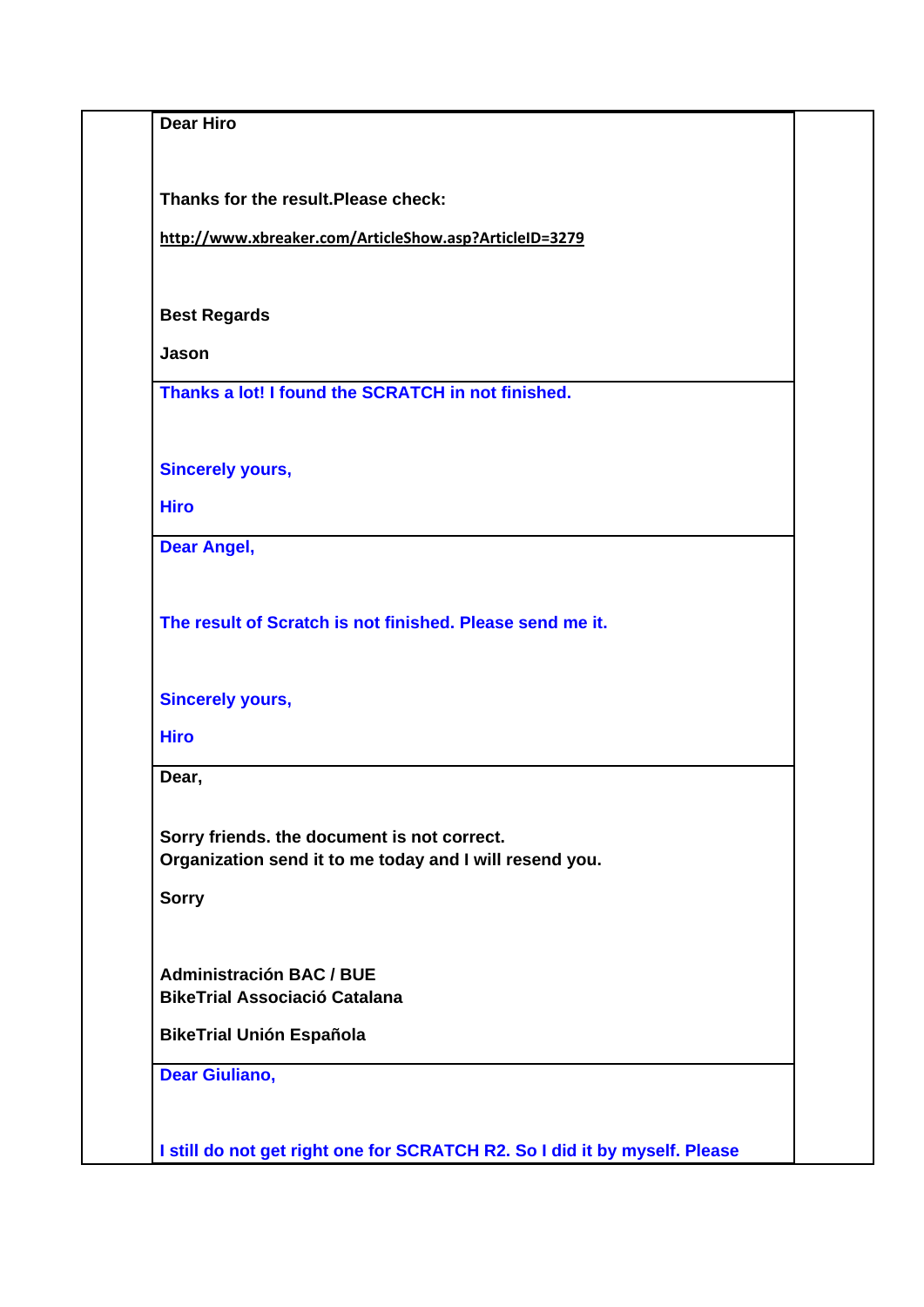**Dear Hiro**

**Thanks for the result.Please check:**

**http://www.xbreaker.com/ArticleShow.asp?ArticleID=3279**

**Best Regards**

**Jason**

---

**Thanks a lot! I found the SCRATCH in not finished.**

**Sincerely yours,**

**Hiro**

---

**Dear Angel,**

**The result of Scratch is not finished. Please send me it.**

**Sincerely yours,**

**Hiro**

---

**Dear,**

**Sorry friends. the document is not correct.**
**Organization send it to me today and I will resend you.**

**Sorry**

**Administración BAC / BUE**
**BikeTrial Associació Catalana**

**BikeTrial Unión Española**

---

**Dear Giuliano,**

**I still do not get right one for SCRATCH R2. So I did it by myself. Please**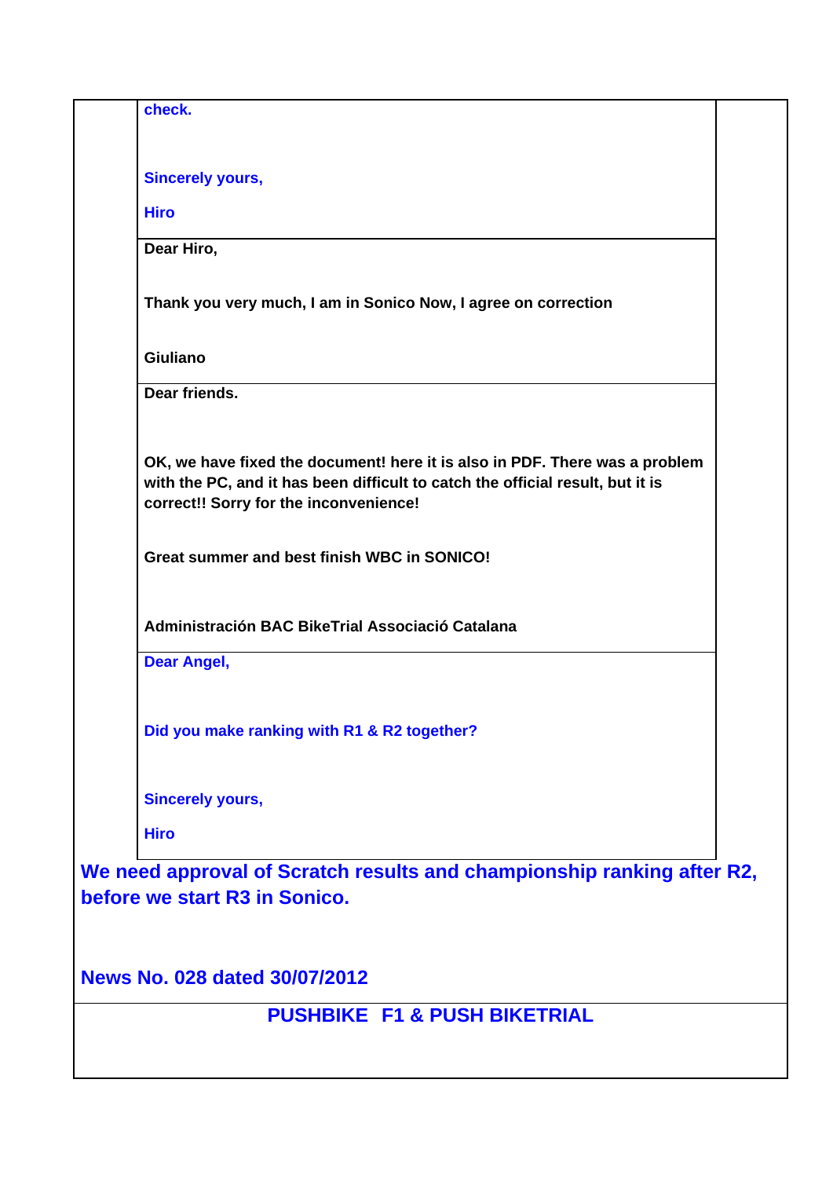check.

Sincerely yours,

Hiro

---

Dear Hiro,

Thank you very much, I am in Sonico Now, I agree on correction

Giuliano

---

Dear friends.

OK, we have fixed the document! here it is also in PDF. There was a problem with the PC, and it has been difficult to catch the official result, but it is correct!! Sorry for the inconvenience!

Great summer and best finish WBC in SONICO!

Administración BAC BikeTrial Associació Catalana

---

Dear Angel,

Did you make ranking with R1 & R2 together?

Sincerely yours,

Hiro

---

**We need approval of Scratch results and championship ranking after R2, before we start R3 in Sonico.**

**News No. 028 dated 30/07/2012**

## PUSHBIKE F1 & PUSH BIKETRIAL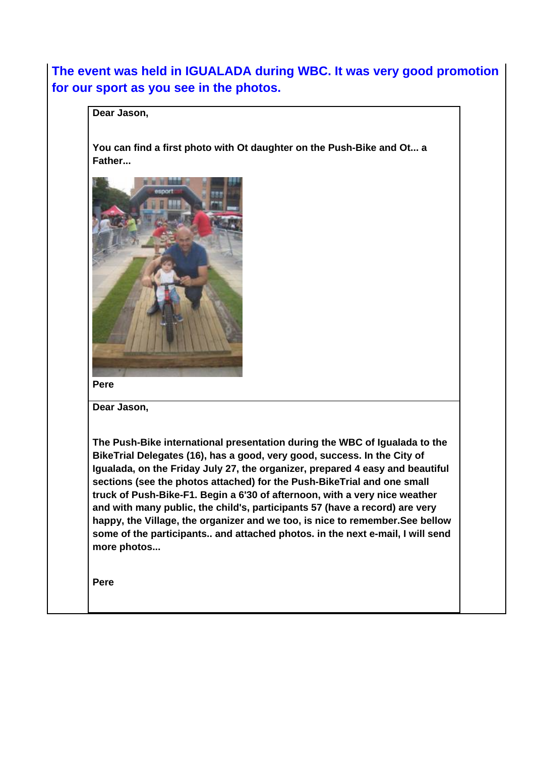**The event was held in IGUALADA during WBC. It was very good promotion for our sport as you see in the photos.**

**Dear Jason,**

**You can find a first photo with Ot daughter on the Push-Bike and Ot... a Father...**

**Pere**

**Dear Jason,**

**The Push-Bike international presentation during the WBC of Igualada to the BikeTrial Delegates (16), has a good, very good, success. In the City of Igualada, on the Friday July 27, the organizer, prepared 4 easy and beautiful sections (see the photos attached) for the Push-BikeTrial and one small truck of Push-Bike-F1. Begin a 6'30 of afternoon, with a very nice weather and with many public, the child's, participants 57 (have a record) are very happy, the Village, the organizer and we too, is nice to remember.See bellow some of the participants.. and attached photos. in the next e-mail, I will send more photos...**

**Pere**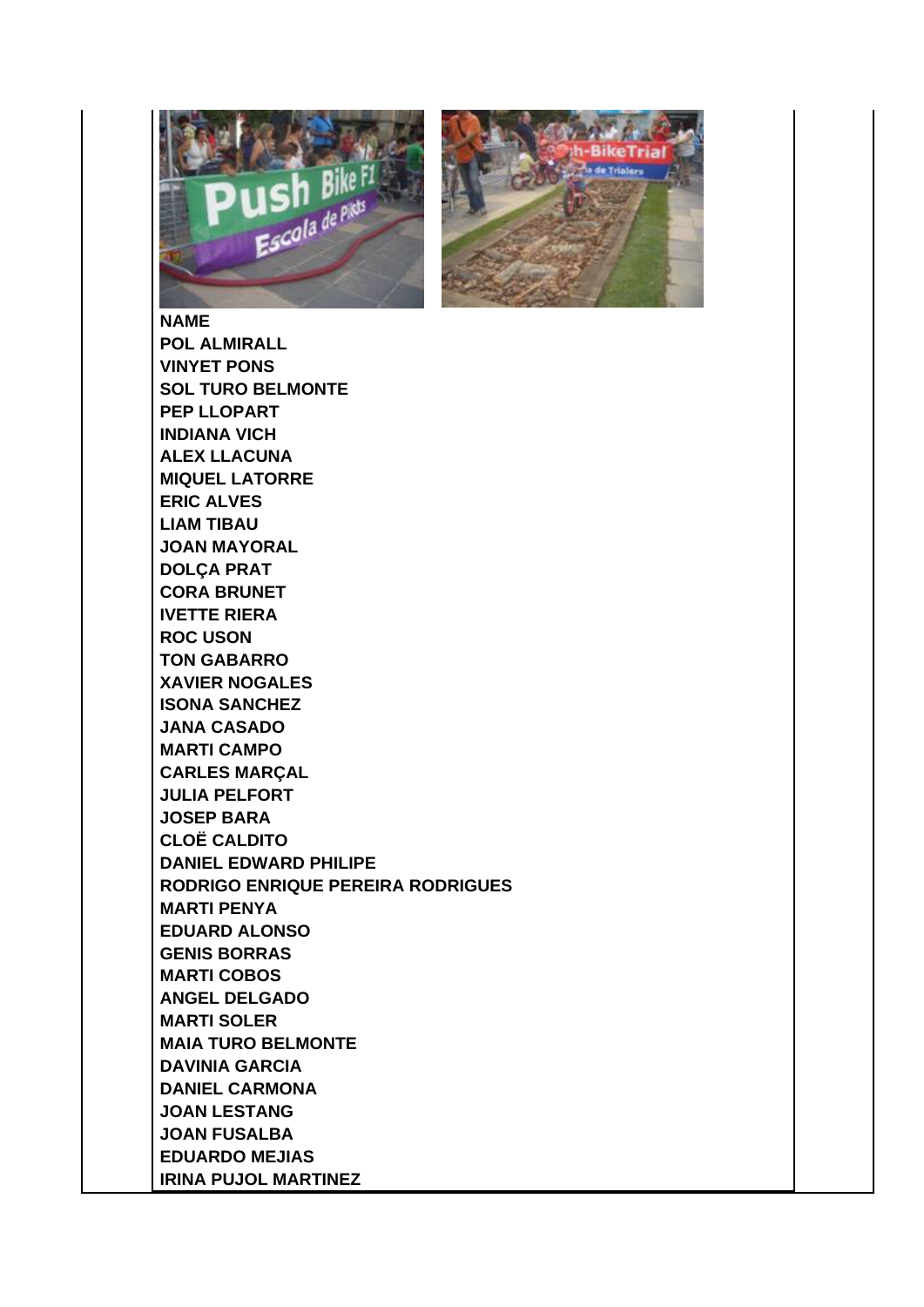**NAME**
**POL ALMIRALL**
**VINYET PONS**
**SOL TURO BELMONTE**
**PEP LLOPART**
**INDIANA VICH**
**ALEX LLACUNA**
**MIQUEL LATORRE**
**ERIC ALVES**
**LIAM TIBAU**
**JOAN MAYORAL**
**DOLÇA PRAT**
**CORA BRUNET**
**IVETTE RIERA**
**ROC USON**
**TON GABARRO**
**XAVIER NOGALES**
**ISONA SANCHEZ**
**JANA CASADO**
**MARTI CAMPO**
**CARLES MARÇAL**
**JULIA PELFORT**
**JOSEP BARA**
**CLOË CALDITO**
**DANIEL EDWARD PHILIPE**
**RODRIGO ENRIQUE PEREIRA RODRIGUES**
**MARTI PENYA**
**EDUARD ALONSO**
**GENIS BORRAS**
**MARTI COBOS**
**ANGEL DELGADO**
**MARTI SOLER**
**MAIA TURO BELMONTE**
**DAVINIA GARCIA**
**DANIEL CARMONA**
**JOAN LESTANG**
**JOAN FUSALBA**
**EDUARDO MEJIAS**
**IRINA PUJOL MARTINEZ**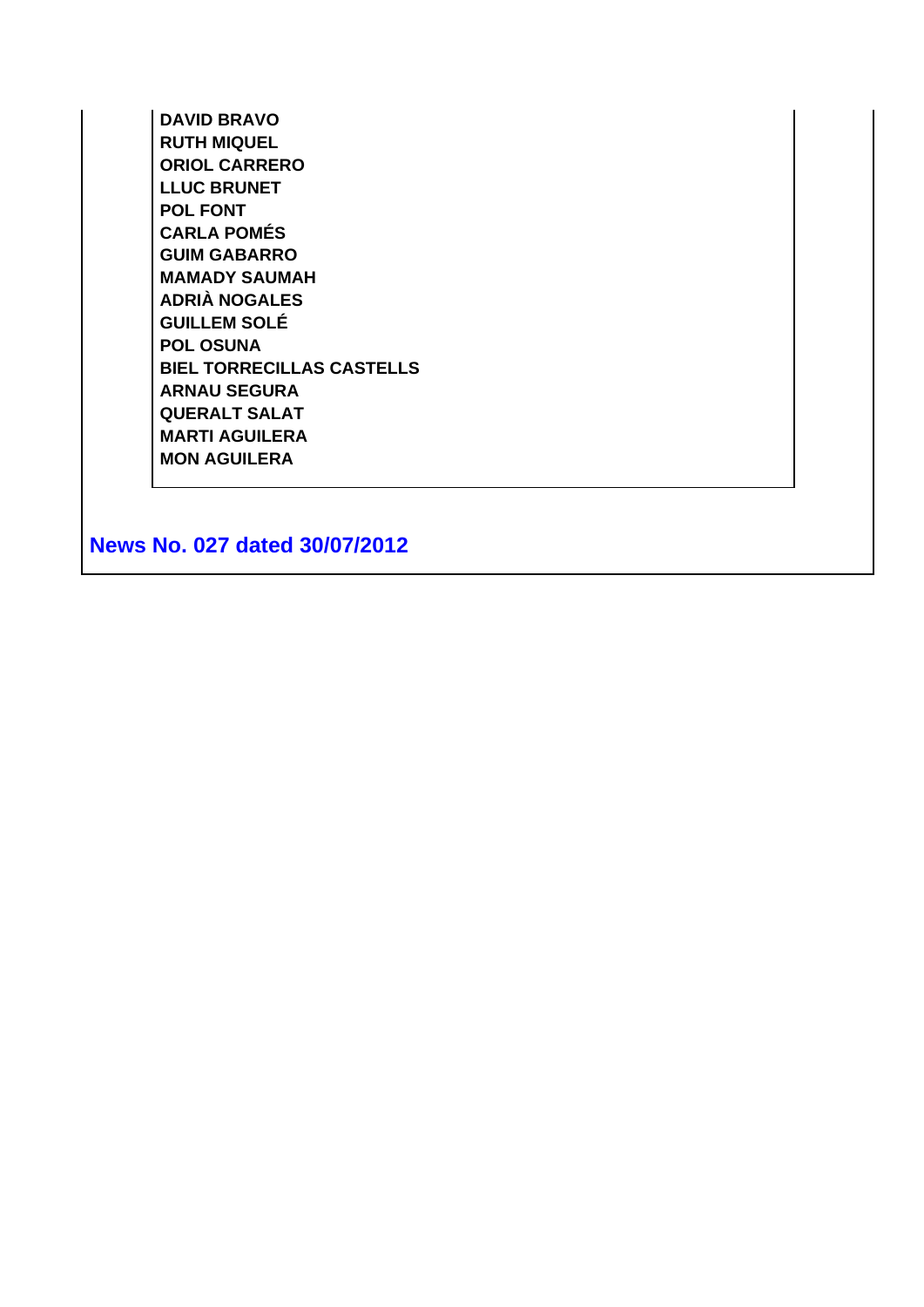**DAVID BRAVO**
**RUTH MIQUEL**
**ORIOL CARRERO**
**LLUC BRUNET**
**POL FONT**
**CARLA POMÉS**
**GUIM GABARRO**
**MAMADY SAUMAH**
**ADRIÀ NOGALES**
**GUILLEM SOLÉ**
**POL OSUNA**
**BIEL TORRECILLAS CASTELLS**
**ARNAU SEGURA**
**QUERALT SALAT**
**MARTI AGUILERA**
**MON AGUILERA**

## News No. 027 dated 30/07/2012